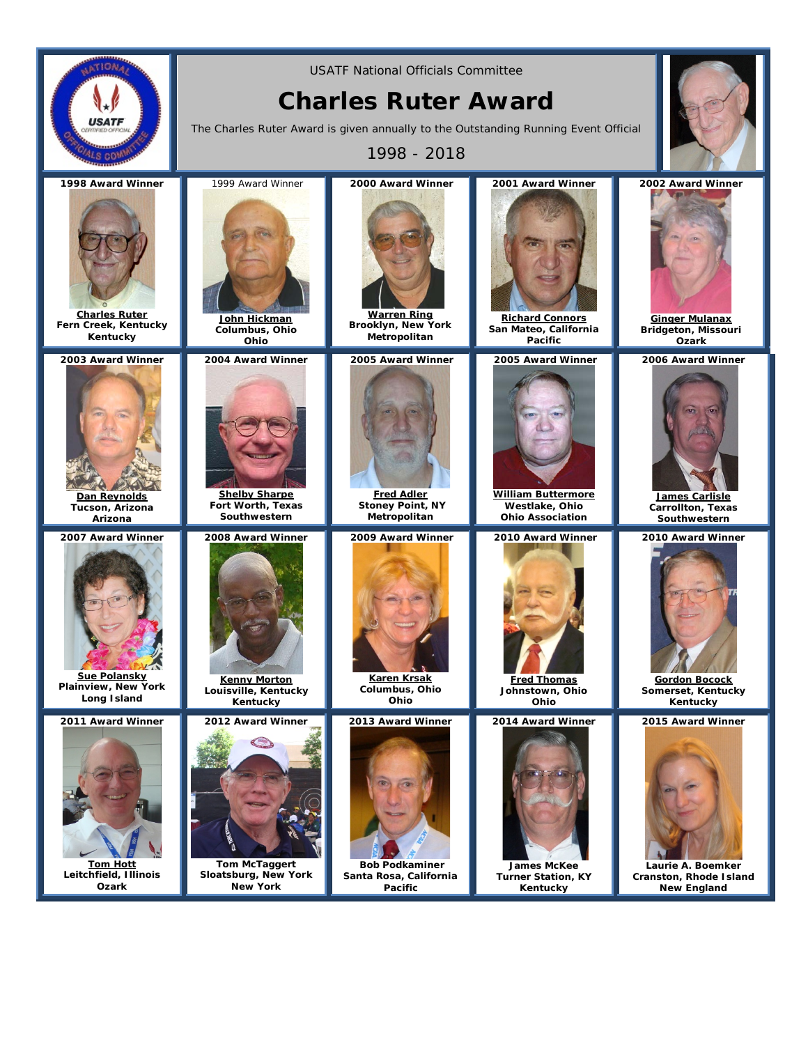USATF National Officials Committee

# Charles Ruter Award

The Charles Ruter Award is given annually to the Outstanding Running Event Official

1998 - 2018

| Award | Winner | Location | Association |
| --- | --- | --- | --- |
| 1998 Award Winner | Charles Ruter | Fern Creek, Kentucky | Kentucky |
| 1999 Award Winner | John Hickman | Columbus, Ohio | Ohio |
| 2000 Award Winner | Warren Ring | Brooklyn, New York | Metropolitan |
| 2001 Award Winner | Richard Connors | San Mateo, California | Pacific |
| 2002 Award Winner | Ginger Mulanax | Bridgeton, Missouri | Ozark |
| 2003 Award Winner | Dan Reynolds | Tucson, Arizona | Arizona |
| 2004 Award Winner | Shelby Sharpe | Fort Worth, Texas | Southwestern |
| 2005 Award Winner | Fred Adler | Stoney Point, NY | Metropolitan |
| 2005 Award Winner | William Buttermore | Westlake, Ohio | Ohio Association |
| 2006 Award Winner | James Carlisle | Carrollton, Texas | Southwestern |
| 2007 Award Winner | Sue Polansky | Plainview, New York | Long Island |
| 2008 Award Winner | Kenny Morton | Louisville, Kentucky | Kentucky |
| 2009 Award Winner | Karen Krsak | Columbus, Ohio | Ohio |
| 2010 Award Winner | Fred Thomas | Johnstown, Ohio | Ohio |
| 2010 Award Winner | Gordon Bocock | Somerset, Kentucky | Kentucky |
| 2011 Award Winner | Tom Hott | Leitchfield, Illinois | Ozark |
| 2012 Award Winner | Tom McTaggert | Sloatsburg, New York | New York |
| 2013 Award Winner | Bob Podkaminer | Santa Rosa, California | Pacific |
| 2014 Award Winner | James McKee | Turner Station, KY | Kentucky |
| 2015 Award Winner | Laurie A. Boemker | Cranston, Rhode Island | New England |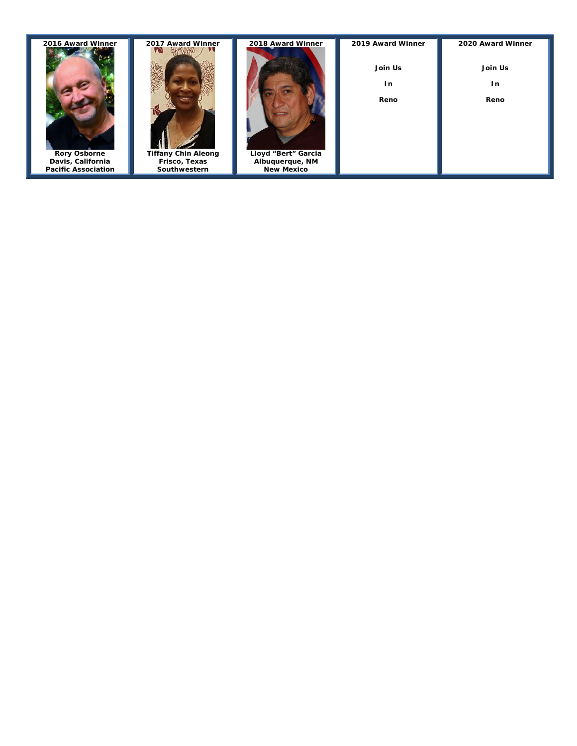| 2016 Award Winner | 2017 Award Winner | 2018 Award Winner | 2019 Award Winner | 2020 Award Winner |
|---|---|---|---|---|
| Rory Osborne<br>Davis, California<br>Pacific Association | Tiffany Chin Aleong<br>Frisco, Texas<br>Southwestern | Lloyd "Bert" Garcia<br>Albuquerque, NM<br>New Mexico | Join Us<br>In<br>Reno | Join Us<br>In<br>Reno |